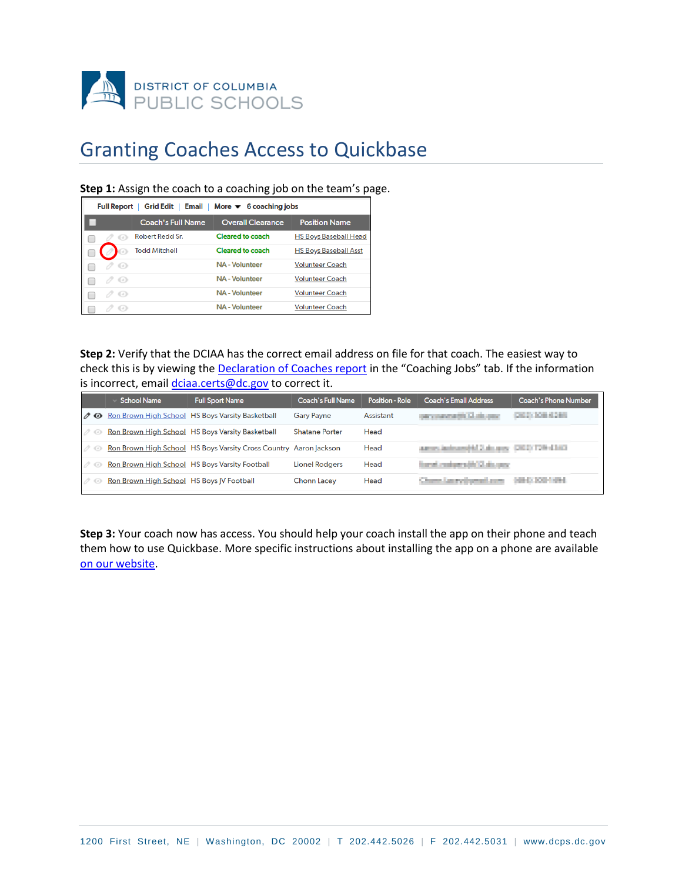DISTRICT OF COLUMBIA
PUBLIC SCHOOLS

# Granting Coaches Access to Quickbase

**Step 1:** Assign the coach to a coaching job on the team's page.

Full Report | Grid Edit | Email | More ▾ 6 coaching jobs

| Coach's Full Name | Overall Clearance | Position Name |
|---|---|---|
| Robert Redd Sr. | Cleared to coach | HS Boys Baseball Head |
| Todd Mitchell | Cleared to coach | HS Boys Baseball Asst |
| | NA - Volunteer | Volunteer Coach |
| | NA - Volunteer | Volunteer Coach |
| | NA - Volunteer | Volunteer Coach |
| | NA - Volunteer | Volunteer Coach |

**Step 2:** Verify that the DCIAA has the correct email address on file for that coach. The easiest way to check this is by viewing the Declaration of Coaches report in the "Coaching Jobs" tab. If the information is incorrect, email dciaa.certs@dc.gov to correct it.

| School Name | Full Sport Name | Coach's Full Name | Position - Role | Coach's Email Address | Coach's Phone Number |
|---|---|---|---|---|---|
| Ron Brown High School | HS Boys Varsity Basketball | Gary Payne | Assistant | | |
| Ron Brown High School | HS Boys Varsity Basketball | Shatane Porter | Head | | |
| Ron Brown High School | HS Boys Varsity Cross Country | Aaron Jackson | Head | | |
| Ron Brown High School | HS Boys Varsity Football | Lionel Rodgers | Head | | |
| Ron Brown High School | HS Boys JV Football | Chonn Lacey | Head | | |

**Step 3:** Your coach now has access. You should help your coach install the app on their phone and teach them how to use Quickbase. More specific instructions about installing the app on a phone are available on our website.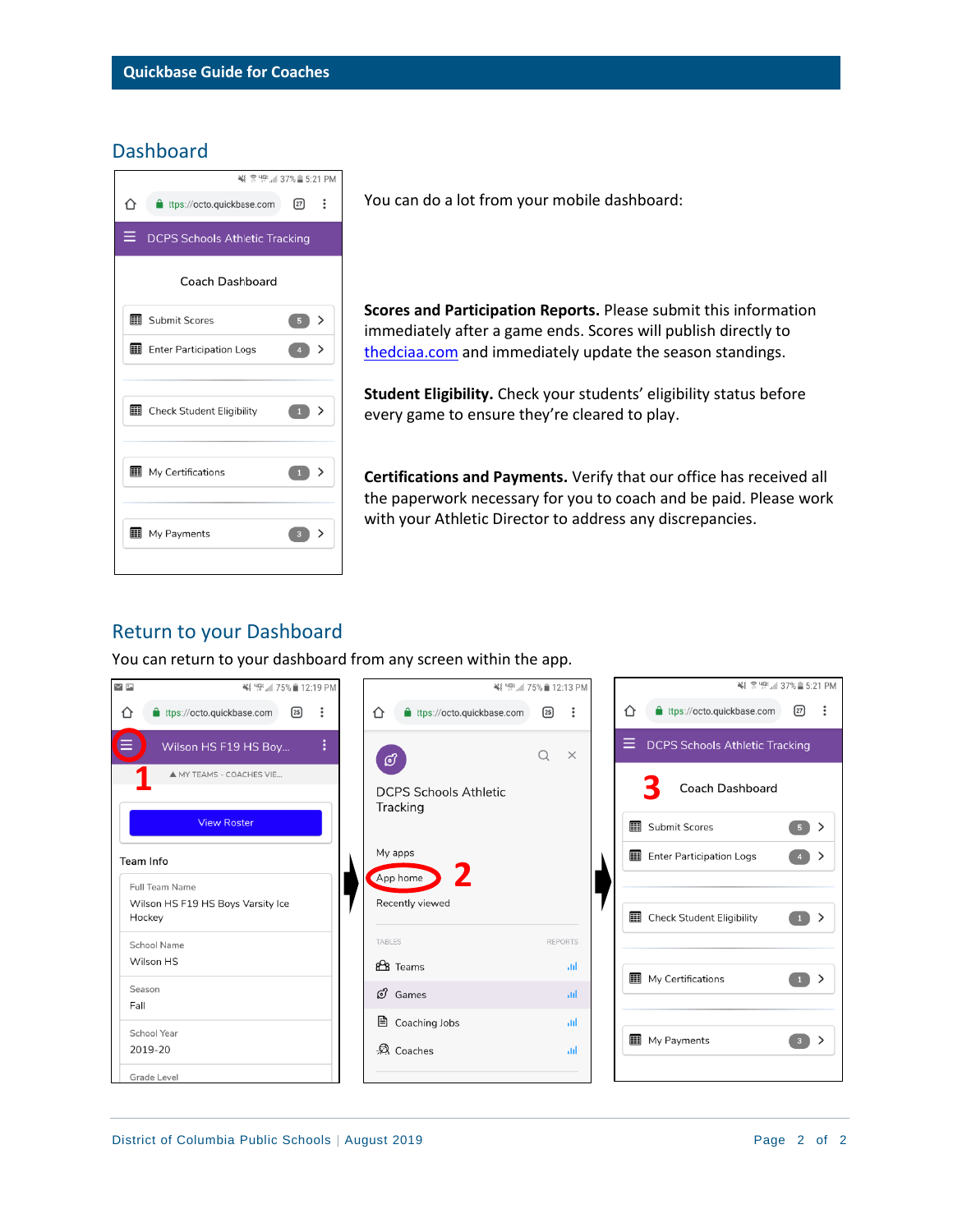## Dashboard

You can do a lot from your mobile dashboard:

**Scores and Participation Reports.** Please submit this information immediately after a game ends. Scores will publish directly to thedciaa.com and immediately update the season standings.

**Student Eligibility.** Check your students' eligibility status before every game to ensure they're cleared to play.

**Certifications and Payments.** Verify that our office has received all the paperwork necessary for you to coach and be paid. Please work with your Athletic Director to address any discrepancies.

## Return to your Dashboard

You can return to your dashboard from any screen within the app.